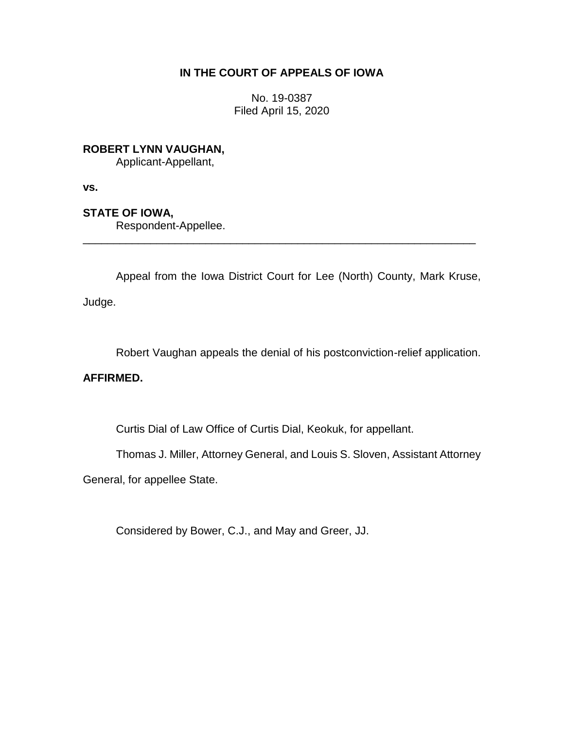**IN THE COURT OF APPEALS OF IOWA**

No. 19-0387
Filed April 15, 2020

**ROBERT LYNN VAUGHAN,**
Applicant-Appellant,

**vs.**

**STATE OF IOWA,**
Respondent-Appellee.

---

Appeal from the Iowa District Court for Lee (North) County, Mark Kruse, Judge.

Robert Vaughan appeals the denial of his postconviction-relief application.

**AFFIRMED.**

Curtis Dial of Law Office of Curtis Dial, Keokuk, for appellant.

Thomas J. Miller, Attorney General, and Louis S. Sloven, Assistant Attorney General, for appellee State.

Considered by Bower, C.J., and May and Greer, JJ.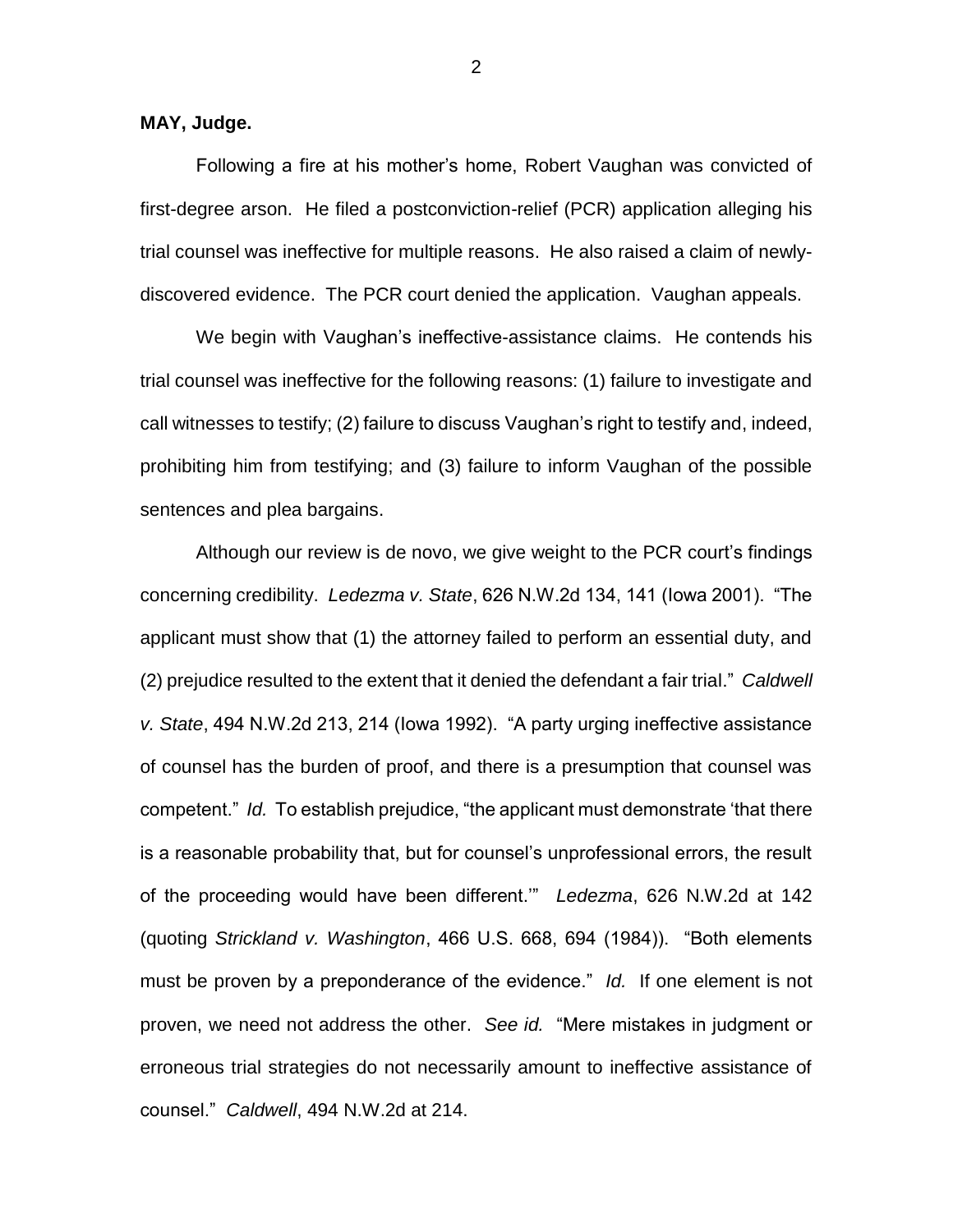**MAY, Judge.**

Following a fire at his mother's home, Robert Vaughan was convicted of first-degree arson. He filed a postconviction-relief (PCR) application alleging his trial counsel was ineffective for multiple reasons. He also raised a claim of newly-discovered evidence. The PCR court denied the application. Vaughan appeals.

We begin with Vaughan's ineffective-assistance claims. He contends his trial counsel was ineffective for the following reasons: (1) failure to investigate and call witnesses to testify; (2) failure to discuss Vaughan's right to testify and, indeed, prohibiting him from testifying; and (3) failure to inform Vaughan of the possible sentences and plea bargains.

Although our review is de novo, we give weight to the PCR court's findings concerning credibility. *Ledezma v. State*, 626 N.W.2d 134, 141 (Iowa 2001). "The applicant must show that (1) the attorney failed to perform an essential duty, and (2) prejudice resulted to the extent that it denied the defendant a fair trial." *Caldwell v. State*, 494 N.W.2d 213, 214 (Iowa 1992). "A party urging ineffective assistance of counsel has the burden of proof, and there is a presumption that counsel was competent." *Id.* To establish prejudice, "the applicant must demonstrate 'that there is a reasonable probability that, but for counsel's unprofessional errors, the result of the proceeding would have been different.'" *Ledezma*, 626 N.W.2d at 142 (quoting *Strickland v. Washington*, 466 U.S. 668, 694 (1984)). "Both elements must be proven by a preponderance of the evidence." *Id.* If one element is not proven, we need not address the other. *See id.* "Mere mistakes in judgment or erroneous trial strategies do not necessarily amount to ineffective assistance of counsel." *Caldwell*, 494 N.W.2d at 214.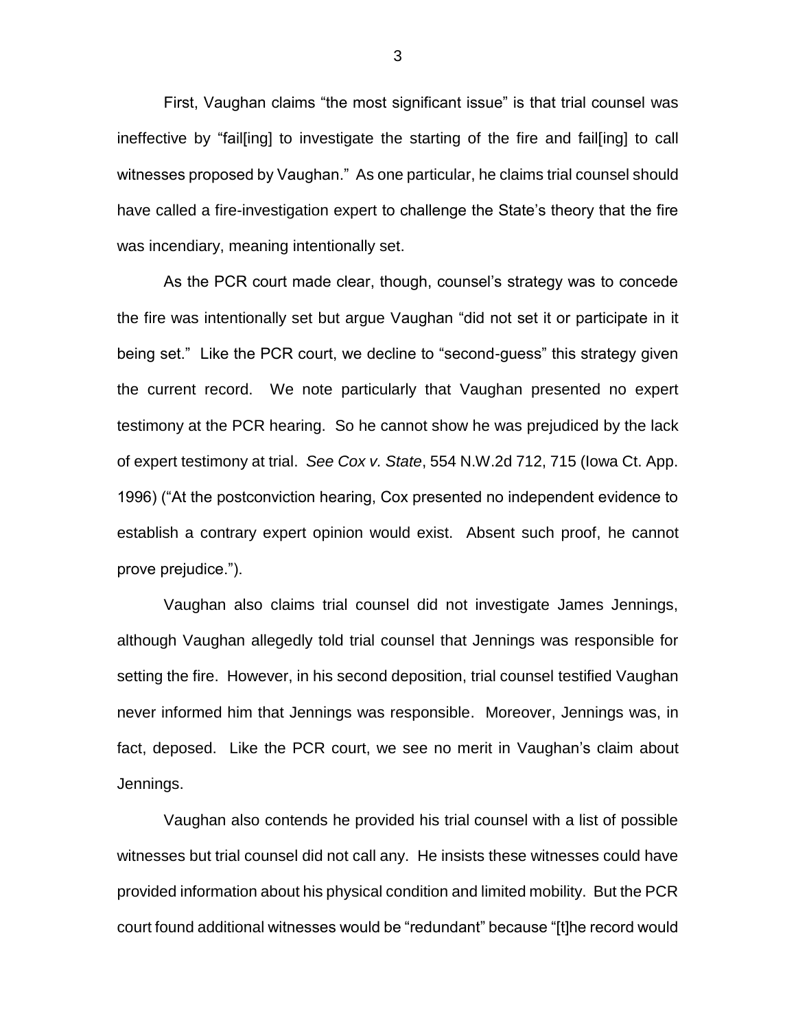First, Vaughan claims "the most significant issue" is that trial counsel was ineffective by "fail[ing] to investigate the starting of the fire and fail[ing] to call witnesses proposed by Vaughan." As one particular, he claims trial counsel should have called a fire-investigation expert to challenge the State's theory that the fire was incendiary, meaning intentionally set.

As the PCR court made clear, though, counsel's strategy was to concede the fire was intentionally set but argue Vaughan "did not set it or participate in it being set." Like the PCR court, we decline to "second-guess" this strategy given the current record. We note particularly that Vaughan presented no expert testimony at the PCR hearing. So he cannot show he was prejudiced by the lack of expert testimony at trial. *See Cox v. State*, 554 N.W.2d 712, 715 (Iowa Ct. App. 1996) ("At the postconviction hearing, Cox presented no independent evidence to establish a contrary expert opinion would exist. Absent such proof, he cannot prove prejudice.").

Vaughan also claims trial counsel did not investigate James Jennings, although Vaughan allegedly told trial counsel that Jennings was responsible for setting the fire. However, in his second deposition, trial counsel testified Vaughan never informed him that Jennings was responsible. Moreover, Jennings was, in fact, deposed. Like the PCR court, we see no merit in Vaughan's claim about Jennings.

Vaughan also contends he provided his trial counsel with a list of possible witnesses but trial counsel did not call any. He insists these witnesses could have provided information about his physical condition and limited mobility. But the PCR court found additional witnesses would be "redundant" because "[t]he record would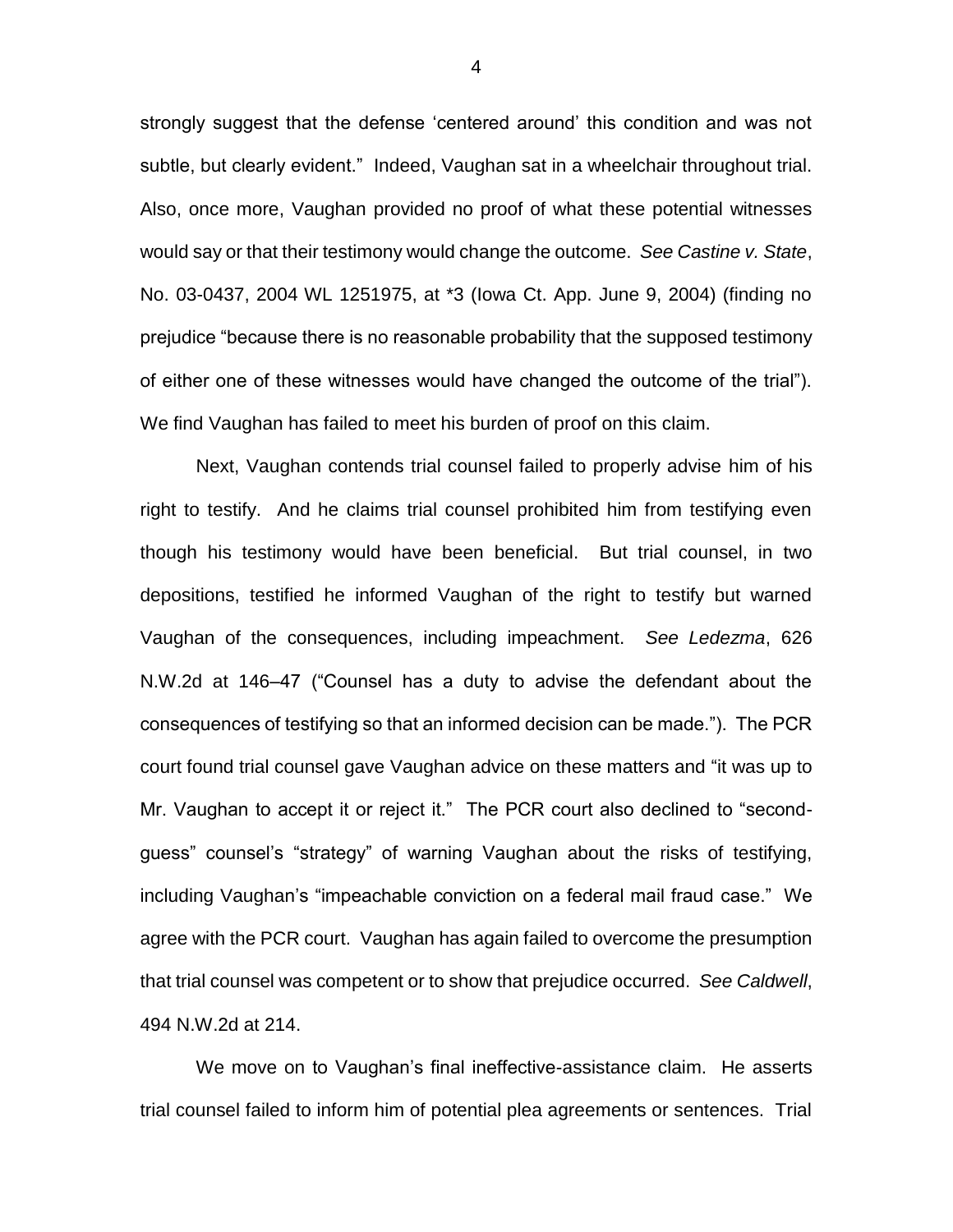strongly suggest that the defense 'centered around' this condition and was not subtle, but clearly evident." Indeed, Vaughan sat in a wheelchair throughout trial. Also, once more, Vaughan provided no proof of what these potential witnesses would say or that their testimony would change the outcome. *See Castine v. State*, No. 03-0437, 2004 WL 1251975, at *3 (Iowa Ct. App. June 9, 2004) (finding no prejudice "because there is no reasonable probability that the supposed testimony of either one of these witnesses would have changed the outcome of the trial"). We find Vaughan has failed to meet his burden of proof on this claim.

Next, Vaughan contends trial counsel failed to properly advise him of his right to testify. And he claims trial counsel prohibited him from testifying even though his testimony would have been beneficial. But trial counsel, in two depositions, testified he informed Vaughan of the right to testify but warned Vaughan of the consequences, including impeachment. *See Ledezma*, 626 N.W.2d at 146–47 ("Counsel has a duty to advise the defendant about the consequences of testifying so that an informed decision can be made."). The PCR court found trial counsel gave Vaughan advice on these matters and "it was up to Mr. Vaughan to accept it or reject it." The PCR court also declined to "second-guess" counsel's "strategy" of warning Vaughan about the risks of testifying, including Vaughan's "impeachable conviction on a federal mail fraud case." We agree with the PCR court. Vaughan has again failed to overcome the presumption that trial counsel was competent or to show that prejudice occurred. *See Caldwell*, 494 N.W.2d at 214.

We move on to Vaughan's final ineffective-assistance claim. He asserts trial counsel failed to inform him of potential plea agreements or sentences. Trial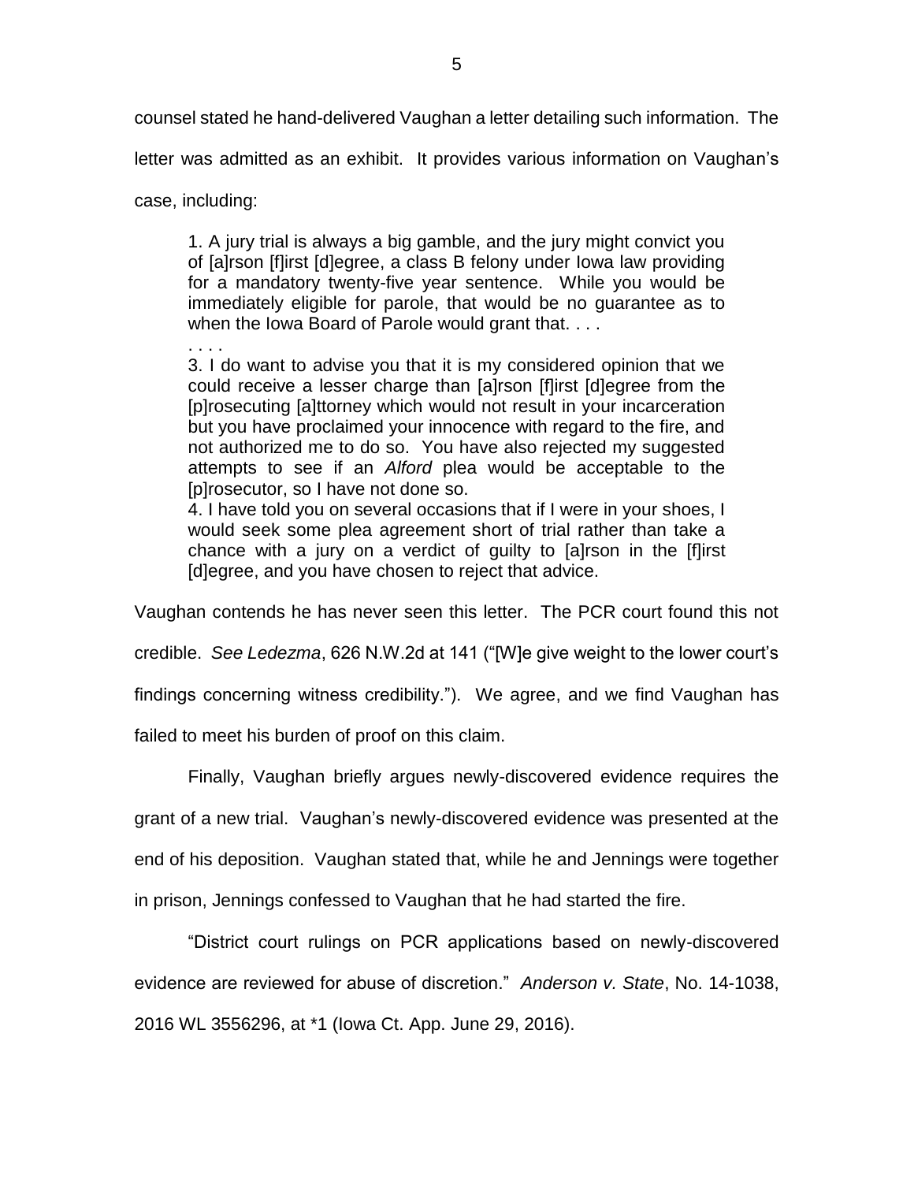counsel stated he hand-delivered Vaughan a letter detailing such information. The letter was admitted as an exhibit. It provides various information on Vaughan's case, including:

> 1. A jury trial is always a big gamble, and the jury might convict you of [a]rson [f]irst [d]egree, a class B felony under Iowa law providing for a mandatory twenty-five year sentence. While you would be immediately eligible for parole, that would be no guarantee as to when the Iowa Board of Parole would grant that. . . .
>
> . . . .
>
> 3. I do want to advise you that it is my considered opinion that we could receive a lesser charge than [a]rson [f]irst [d]egree from the [p]rosecuting [a]ttorney which would not result in your incarceration but you have proclaimed your innocence with regard to the fire, and not authorized me to do so. You have also rejected my suggested attempts to see if an *Alford* plea would be acceptable to the [p]rosecutor, so I have not done so.
>
> 4. I have told you on several occasions that if I were in your shoes, I would seek some plea agreement short of trial rather than take a chance with a jury on a verdict of guilty to [a]rson in the [f]irst [d]egree, and you have chosen to reject that advice.

Vaughan contends he has never seen this letter. The PCR court found this not credible. *See Ledezma*, 626 N.W.2d at 141 ("[W]e give weight to the lower court's findings concerning witness credibility."). We agree, and we find Vaughan has failed to meet his burden of proof on this claim.

Finally, Vaughan briefly argues newly-discovered evidence requires the grant of a new trial. Vaughan's newly-discovered evidence was presented at the end of his deposition. Vaughan stated that, while he and Jennings were together in prison, Jennings confessed to Vaughan that he had started the fire.

"District court rulings on PCR applications based on newly-discovered evidence are reviewed for abuse of discretion." *Anderson v. State*, No. 14-1038, 2016 WL 3556296, at *1 (Iowa Ct. App. June 29, 2016).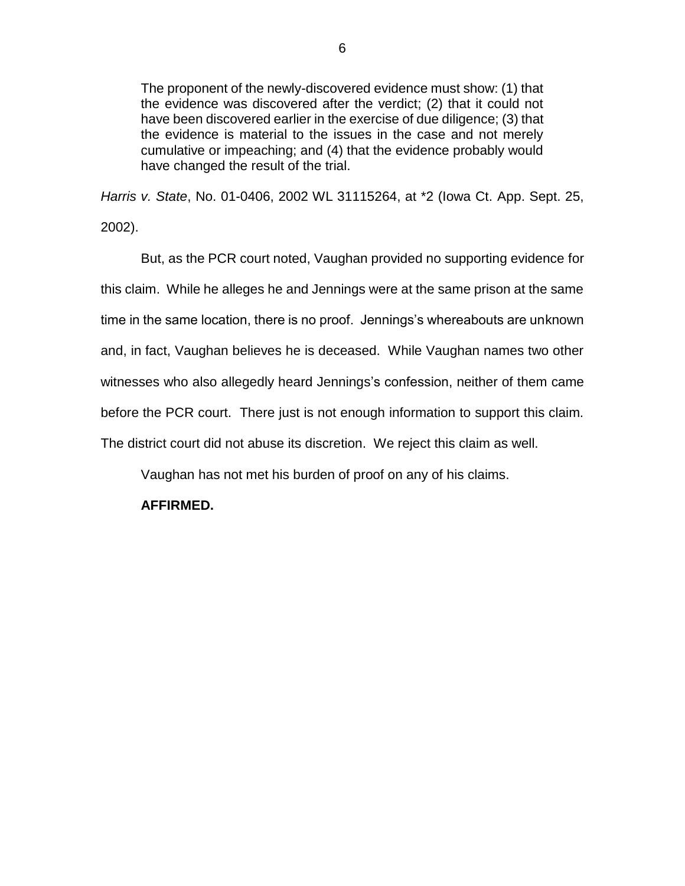> The proponent of the newly-discovered evidence must show: (1) that the evidence was discovered after the verdict; (2) that it could not have been discovered earlier in the exercise of due diligence; (3) that the evidence is material to the issues in the case and not merely cumulative or impeaching; and (4) that the evidence probably would have changed the result of the trial.

*Harris v. State*, No. 01-0406, 2002 WL 31115264, at *2 (Iowa Ct. App. Sept. 25, 2002).

But, as the PCR court noted, Vaughan provided no supporting evidence for this claim. While he alleges he and Jennings were at the same prison at the same time in the same location, there is no proof. Jennings's whereabouts are unknown and, in fact, Vaughan believes he is deceased. While Vaughan names two other witnesses who also allegedly heard Jennings's confession, neither of them came before the PCR court. There just is not enough information to support this claim. The district court did not abuse its discretion. We reject this claim as well.

Vaughan has not met his burden of proof on any of his claims.

**AFFIRMED.**